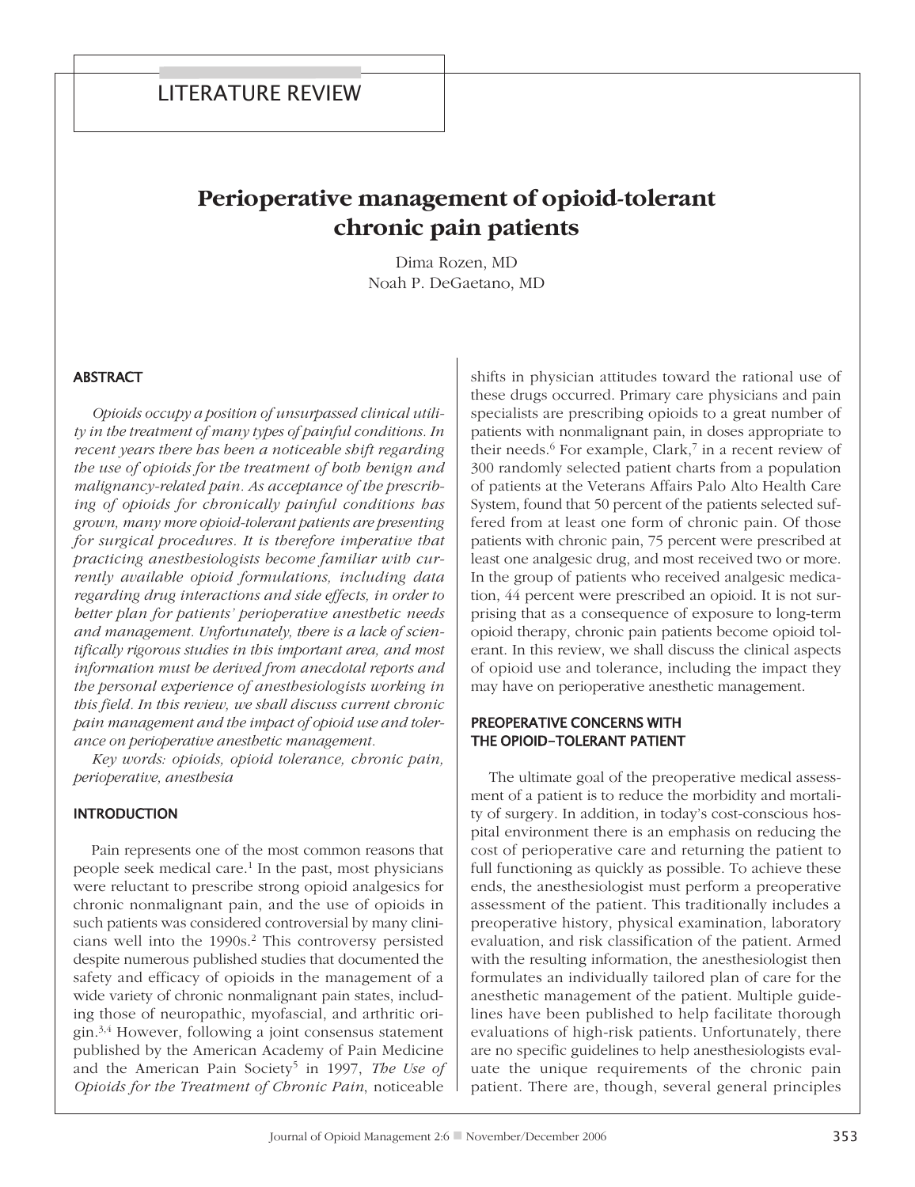LITERATURE REVIEW

# Perioperative management of opioid-tolerant chronic pain patients

Dima Rozen, MD
Noah P. DeGaetano, MD

## ABSTRACT

*Opioids occupy a position of unsurpassed clinical utility in the treatment of many types of painful conditions. In recent years there has been a noticeable shift regarding the use of opioids for the treatment of both benign and malignancy-related pain. As acceptance of the prescribing of opioids for chronically painful conditions has grown, many more opioid-tolerant patients are presenting for surgical procedures. It is therefore imperative that practicing anesthesiologists become familiar with currently available opioid formulations, including data regarding drug interactions and side effects, in order to better plan for patients' perioperative anesthetic needs and management. Unfortunately, there is a lack of scientifically rigorous studies in this important area, and most information must be derived from anecdotal reports and the personal experience of anesthesiologists working in this field. In this review, we shall discuss current chronic pain management and the impact of opioid use and tolerance on perioperative anesthetic management.*

*Key words: opioids, opioid tolerance, chronic pain, perioperative, anesthesia*

## INTRODUCTION

Pain represents one of the most common reasons that people seek medical care.[1] In the past, most physicians were reluctant to prescribe strong opioid analgesics for chronic nonmalignant pain, and the use of opioids in such patients was considered controversial by many clinicians well into the 1990s.[2] This controversy persisted despite numerous published studies that documented the safety and efficacy of opioids in the management of a wide variety of chronic nonmalignant pain states, including those of neuropathic, myofascial, and arthritic origin.[3,4] However, following a joint consensus statement published by the American Academy of Pain Medicine and the American Pain Society[5] in 1997, *The Use of Opioids for the Treatment of Chronic Pain*, noticeable shifts in physician attitudes toward the rational use of these drugs occurred. Primary care physicians and pain specialists are prescribing opioids to a great number of patients with nonmalignant pain, in doses appropriate to their needs.[6] For example, Clark,[7] in a recent review of 300 randomly selected patient charts from a population of patients at the Veterans Affairs Palo Alto Health Care System, found that 50 percent of the patients selected suffered from at least one form of chronic pain. Of those patients with chronic pain, 75 percent were prescribed at least one analgesic drug, and most received two or more. In the group of patients who received analgesic medication, 44 percent were prescribed an opioid. It is not surprising that as a consequence of exposure to long-term opioid therapy, chronic pain patients become opioid tolerant. In this review, we shall discuss the clinical aspects of opioid use and tolerance, including the impact they may have on perioperative anesthetic management.

## PREOPERATIVE CONCERNS WITH THE OPIOID-TOLERANT PATIENT

The ultimate goal of the preoperative medical assessment of a patient is to reduce the morbidity and mortality of surgery. In addition, in today's cost-conscious hospital environment there is an emphasis on reducing the cost of perioperative care and returning the patient to full functioning as quickly as possible. To achieve these ends, the anesthesiologist must perform a preoperative assessment of the patient. This traditionally includes a preoperative history, physical examination, laboratory evaluation, and risk classification of the patient. Armed with the resulting information, the anesthesiologist then formulates an individually tailored plan of care for the anesthetic management of the patient. Multiple guidelines have been published to help facilitate thorough evaluations of high-risk patients. Unfortunately, there are no specific guidelines to help anesthesiologists evaluate the unique requirements of the chronic pain patient. There are, though, several general principles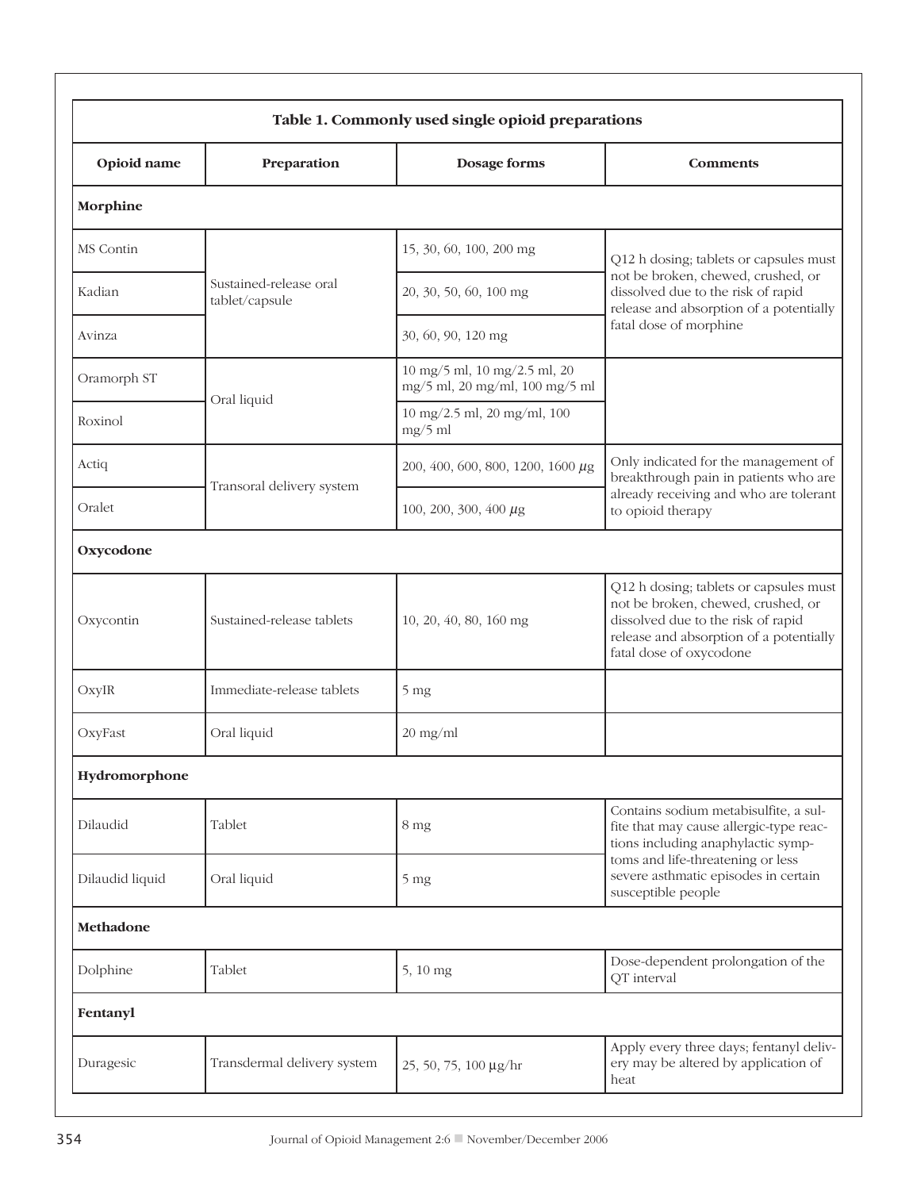**Table 1. Commonly used single opioid preparations**

| Opioid name | Preparation | Dosage forms | Comments |
|---|---|---|---|
| **Morphine** | | | |
| MS Contin | Sustained-release oral tablet/capsule | 15, 30, 60, 100, 200 mg | Q12 h dosing; tablets or capsules must not be broken, chewed, crushed, or dissolved due to the risk of rapid release and absorption of a potentially fatal dose of morphine |
| Kadian | | 20, 30, 50, 60, 100 mg | |
| Avinza | | 30, 60, 90, 120 mg | |
| Oramorph ST | Oral liquid | 10 mg/5 ml, 10 mg/2.5 ml, 20 mg/5 ml, 20 mg/ml, 100 mg/5 ml | |
| Roxinol | | 10 mg/2.5 ml, 20 mg/ml, 100 mg/5 ml | |
| Actiq | Transoral delivery system | 200, 400, 600, 800, 1200, 1600 μg | Only indicated for the management of breakthrough pain in patients who are already receiving and who are tolerant to opioid therapy |
| Oralet | | 100, 200, 300, 400 μg | |
| **Oxycodone** | | | |
| Oxycontin | Sustained-release tablets | 10, 20, 40, 80, 160 mg | Q12 h dosing; tablets or capsules must not be broken, chewed, crushed, or dissolved due to the risk of rapid release and absorption of a potentially fatal dose of oxycodone |
| OxyIR | Immediate-release tablets | 5 mg | |
| OxyFast | Oral liquid | 20 mg/ml | |
| **Hydromorphone** | | | |
| Dilaudid | Tablet | 8 mg | Contains sodium metabisulfite, a sulfite that may cause allergic-type reactions including anaphylactic symptoms and life-threatening or less severe asthmatic episodes in certain susceptible people |
| Dilaudid liquid | Oral liquid | 5 mg | |
| **Methadone** | | | |
| Dolphine | Tablet | 5, 10 mg | Dose-dependent prolongation of the QT interval |
| **Fentanyl** | | | |
| Duragesic | Transdermal delivery system | 25, 50, 75, 100 μg/hr | Apply every three days; fentanyl delivery may be altered by application of heat |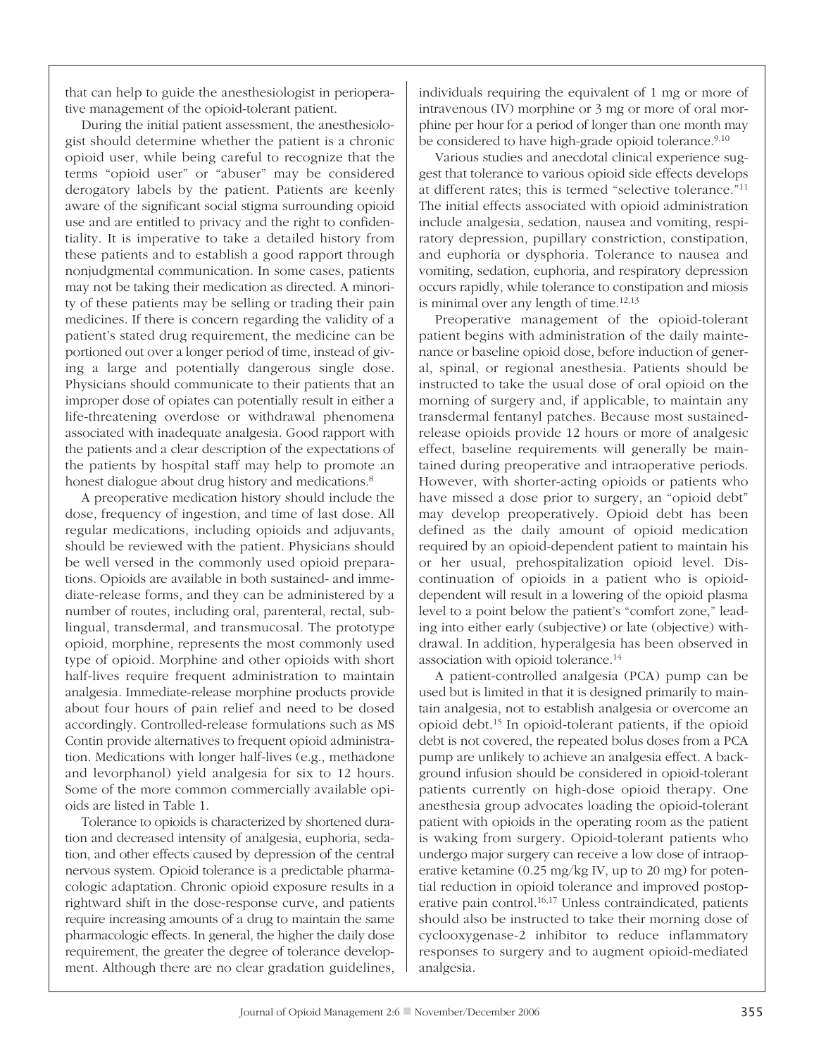that can help to guide the anesthesiologist in perioperative management of the opioid-tolerant patient.

During the initial patient assessment, the anesthesiologist should determine whether the patient is a chronic opioid user, while being careful to recognize that the terms "opioid user" or "abuser" may be considered derogatory labels by the patient. Patients are keenly aware of the significant social stigma surrounding opioid use and are entitled to privacy and the right to confidentiality. It is imperative to take a detailed history from these patients and to establish a good rapport through nonjudgmental communication. In some cases, patients may not be taking their medication as directed. A minority of these patients may be selling or trading their pain medicines. If there is concern regarding the validity of a patient's stated drug requirement, the medicine can be portioned out over a longer period of time, instead of giving a large and potentially dangerous single dose. Physicians should communicate to their patients that an improper dose of opiates can potentially result in either a life-threatening overdose or withdrawal phenomena associated with inadequate analgesia. Good rapport with the patients and a clear description of the expectations of the patients by hospital staff may help to promote an honest dialogue about drug history and medications.[8]

A preoperative medication history should include the dose, frequency of ingestion, and time of last dose. All regular medications, including opioids and adjuvants, should be reviewed with the patient. Physicians should be well versed in the commonly used opioid preparations. Opioids are available in both sustained- and immediate-release forms, and they can be administered by a number of routes, including oral, parenteral, rectal, sublingual, transdermal, and transmucosal. The prototype opioid, morphine, represents the most commonly used type of opioid. Morphine and other opioids with short half-lives require frequent administration to maintain analgesia. Immediate-release morphine products provide about four hours of pain relief and need to be dosed accordingly. Controlled-release formulations such as MS Contin provide alternatives to frequent opioid administration. Medications with longer half-lives (e.g., methadone and levorphanol) yield analgesia for six to 12 hours. Some of the more common commercially available opioids are listed in Table 1.

Tolerance to opioids is characterized by shortened duration and decreased intensity of analgesia, euphoria, sedation, and other effects caused by depression of the central nervous system. Opioid tolerance is a predictable pharmacologic adaptation. Chronic opioid exposure results in a rightward shift in the dose-response curve, and patients require increasing amounts of a drug to maintain the same pharmacologic effects. In general, the higher the daily dose requirement, the greater the degree of tolerance development. Although there are no clear gradation guidelines, individuals requiring the equivalent of 1 mg or more of intravenous (IV) morphine or 3 mg or more of oral morphine per hour for a period of longer than one month may be considered to have high-grade opioid tolerance.[9,10]

Various studies and anecdotal clinical experience suggest that tolerance to various opioid side effects develops at different rates; this is termed "selective tolerance."[11] The initial effects associated with opioid administration include analgesia, sedation, nausea and vomiting, respiratory depression, pupillary constriction, constipation, and euphoria or dysphoria. Tolerance to nausea and vomiting, sedation, euphoria, and respiratory depression occurs rapidly, while tolerance to constipation and miosis is minimal over any length of time.[12,13]

Preoperative management of the opioid-tolerant patient begins with administration of the daily maintenance or baseline opioid dose, before induction of general, spinal, or regional anesthesia. Patients should be instructed to take the usual dose of oral opioid on the morning of surgery and, if applicable, to maintain any transdermal fentanyl patches. Because most sustained-release opioids provide 12 hours or more of analgesic effect, baseline requirements will generally be maintained during preoperative and intraoperative periods. However, with shorter-acting opioids or patients who have missed a dose prior to surgery, an "opioid debt" may develop preoperatively. Opioid debt has been defined as the daily amount of opioid medication required by an opioid-dependent patient to maintain his or her usual, prehospitalization opioid level. Discontinuation of opioids in a patient who is opioid-dependent will result in a lowering of the opioid plasma level to a point below the patient's "comfort zone," leading into either early (subjective) or late (objective) withdrawal. In addition, hyperalgesia has been observed in association with opioid tolerance.[14]

A patient-controlled analgesia (PCA) pump can be used but is limited in that it is designed primarily to maintain analgesia, not to establish analgesia or overcome an opioid debt.[15] In opioid-tolerant patients, if the opioid debt is not covered, the repeated bolus doses from a PCA pump are unlikely to achieve an analgesia effect. A background infusion should be considered in opioid-tolerant patients currently on high-dose opioid therapy. One anesthesia group advocates loading the opioid-tolerant patient with opioids in the operating room as the patient is waking from surgery. Opioid-tolerant patients who undergo major surgery can receive a low dose of intraoperative ketamine (0.25 mg/kg IV, up to 20 mg) for potential reduction in opioid tolerance and improved postoperative pain control.[16,17] Unless contraindicated, patients should also be instructed to take their morning dose of cyclooxygenase-2 inhibitor to reduce inflammatory responses to surgery and to augment opioid-mediated analgesia.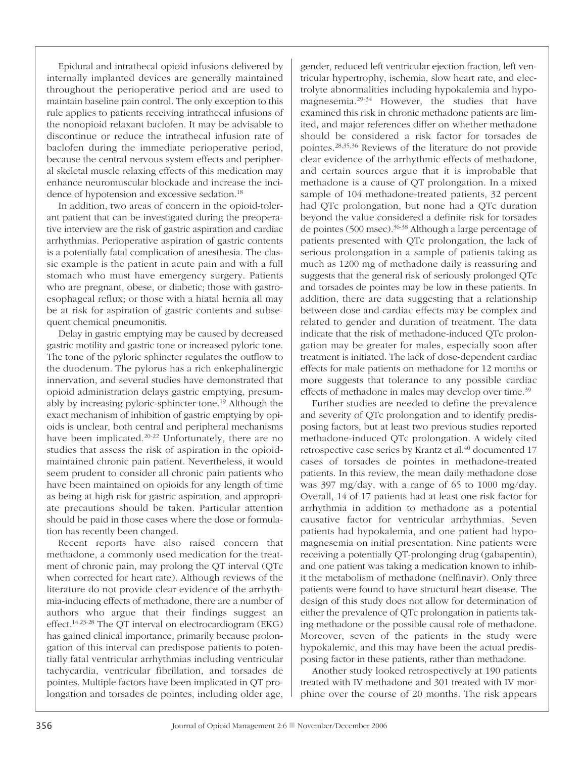Epidural and intrathecal opioid infusions delivered by internally implanted devices are generally maintained throughout the perioperative period and are used to maintain baseline pain control. The only exception to this rule applies to patients receiving intrathecal infusions of the nonopioid relaxant baclofen. It may be advisable to discontinue or reduce the intrathecal infusion rate of baclofen during the immediate perioperative period, because the central nervous system effects and peripheral skeletal muscle relaxing effects of this medication may enhance neuromuscular blockade and increase the incidence of hypotension and excessive sedation.[18]

In addition, two areas of concern in the opioid-tolerant patient that can be investigated during the preoperative interview are the risk of gastric aspiration and cardiac arrhythmias. Perioperative aspiration of gastric contents is a potentially fatal complication of anesthesia. The classic example is the patient in acute pain and with a full stomach who must have emergency surgery. Patients who are pregnant, obese, or diabetic; those with gastroesophageal reflux; or those with a hiatal hernia all may be at risk for aspiration of gastric contents and subsequent chemical pneumonitis.

Delay in gastric emptying may be caused by decreased gastric motility and gastric tone or increased pyloric tone. The tone of the pyloric sphincter regulates the outflow to the duodenum. The pylorus has a rich enkephalinergic innervation, and several studies have demonstrated that opioid administration delays gastric emptying, presumably by increasing pyloric-sphincter tone.[19] Although the exact mechanism of inhibition of gastric emptying by opioids is unclear, both central and peripheral mechanisms have been implicated.[20-22] Unfortunately, there are no studies that assess the risk of aspiration in the opioid-maintained chronic pain patient. Nevertheless, it would seem prudent to consider all chronic pain patients who have been maintained on opioids for any length of time as being at high risk for gastric aspiration, and appropriate precautions should be taken. Particular attention should be paid in those cases where the dose or formulation has recently been changed.

Recent reports have also raised concern that methadone, a commonly used medication for the treatment of chronic pain, may prolong the QT interval (QTc when corrected for heart rate). Although reviews of the literature do not provide clear evidence of the arrhythmia-inducing effects of methadone, there are a number of authors who argue that their findings suggest an effect.[14,23-28] The QT interval on electrocardiogram (EKG) has gained clinical importance, primarily because prolongation of this interval can predispose patients to potentially fatal ventricular arrhythmias including ventricular tachycardia, ventricular fibrillation, and torsades de pointes. Multiple factors have been implicated in QT prolongation and torsades de pointes, including older age, gender, reduced left ventricular ejection fraction, left ventricular hypertrophy, ischemia, slow heart rate, and electrolyte abnormalities including hypokalemia and hypomagnesemia.[29-34] However, the studies that have examined this risk in chronic methadone patients are limited, and major references differ on whether methadone should be considered a risk factor for torsades de pointes.[28,35,36] Reviews of the literature do not provide clear evidence of the arrhythmic effects of methadone, and certain sources argue that it is improbable that methadone is a cause of QT prolongation. In a mixed sample of 104 methadone-treated patients, 32 percent had QTc prolongation, but none had a QTc duration beyond the value considered a definite risk for torsades de pointes (500 msec).[36-38] Although a large percentage of patients presented with QTc prolongation, the lack of serious prolongation in a sample of patients taking as much as 1200 mg of methadone daily is reassuring and suggests that the general risk of seriously prolonged QTc and torsades de pointes may be low in these patients. In addition, there are data suggesting that a relationship between dose and cardiac effects may be complex and related to gender and duration of treatment. The data indicate that the risk of methadone-induced QTc prolongation may be greater for males, especially soon after treatment is initiated. The lack of dose-dependent cardiac effects for male patients on methadone for 12 months or more suggests that tolerance to any possible cardiac effects of methadone in males may develop over time.[39]

Further studies are needed to define the prevalence and severity of QTc prolongation and to identify predisposing factors, but at least two previous studies reported methadone-induced QTc prolongation. A widely cited retrospective case series by Krantz et al.[40] documented 17 cases of torsades de pointes in methadone-treated patients. In this review, the mean daily methadone dose was 397 mg/day, with a range of 65 to 1000 mg/day. Overall, 14 of 17 patients had at least one risk factor for arrhythmia in addition to methadone as a potential causative factor for ventricular arrhythmias. Seven patients had hypokalemia, and one patient had hypomagnesemia on initial presentation. Nine patients were receiving a potentially QT-prolonging drug (gabapentin), and one patient was taking a medication known to inhibit the metabolism of methadone (nelfinavir). Only three patients were found to have structural heart disease. The design of this study does not allow for determination of either the prevalence of QTc prolongation in patients taking methadone or the possible causal role of methadone. Moreover, seven of the patients in the study were hypokalemic, and this may have been the actual predisposing factor in these patients, rather than methadone.

Another study looked retrospectively at 190 patients treated with IV methadone and 301 treated with IV morphine over the course of 20 months. The risk appears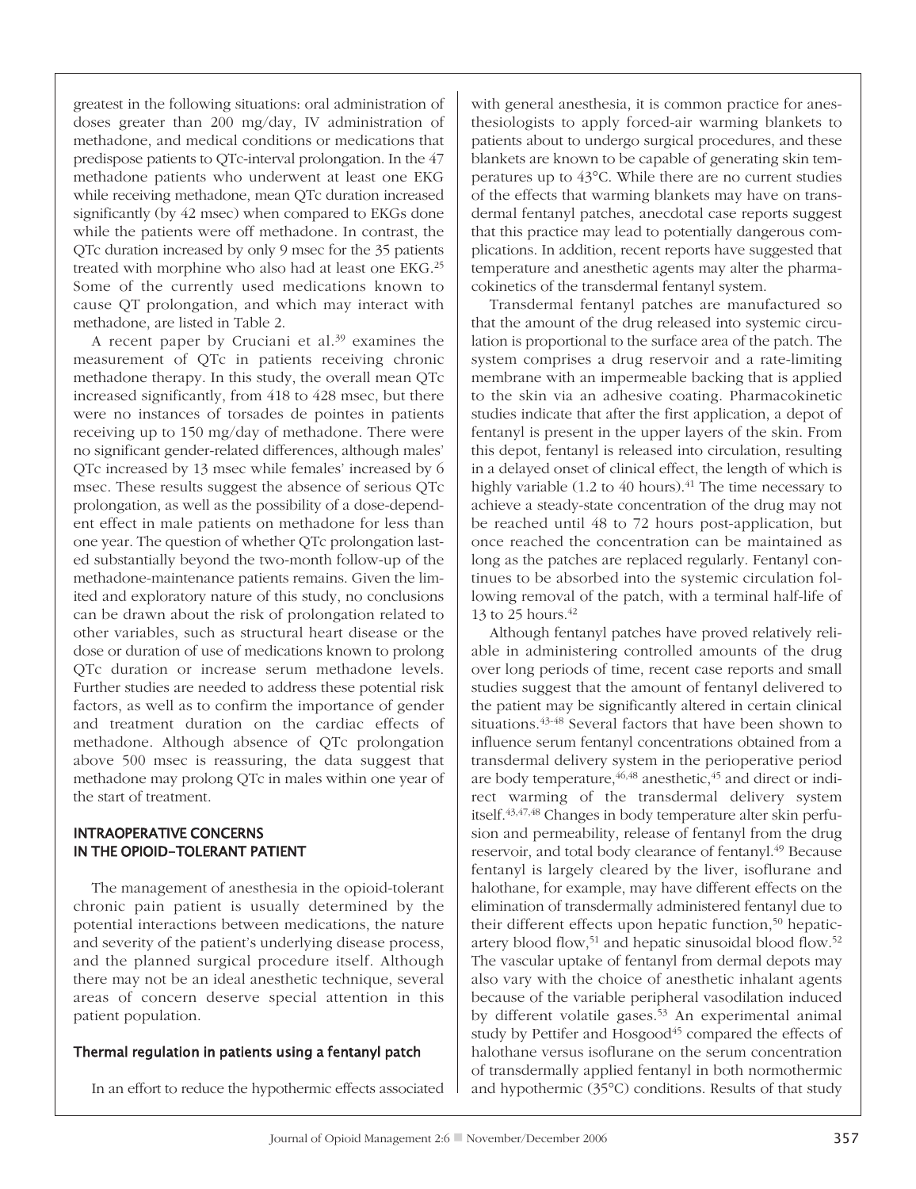greatest in the following situations: oral administration of doses greater than 200 mg/day, IV administration of methadone, and medical conditions or medications that predispose patients to QTc-interval prolongation. In the 47 methadone patients who underwent at least one EKG while receiving methadone, mean QTc duration increased significantly (by 42 msec) when compared to EKGs done while the patients were off methadone. In contrast, the QTc duration increased by only 9 msec for the 35 patients treated with morphine who also had at least one EKG.[25] Some of the currently used medications known to cause QT prolongation, and which may interact with methadone, are listed in Table 2.

A recent paper by Cruciani et al.[39] examines the measurement of QTc in patients receiving chronic methadone therapy. In this study, the overall mean QTc increased significantly, from 418 to 428 msec, but there were no instances of torsades de pointes in patients receiving up to 150 mg/day of methadone. There were no significant gender-related differences, although males' QTc increased by 13 msec while females' increased by 6 msec. These results suggest the absence of serious QTc prolongation, as well as the possibility of a dose-dependent effect in male patients on methadone for less than one year. The question of whether QTc prolongation lasted substantially beyond the two-month follow-up of the methadone-maintenance patients remains. Given the limited and exploratory nature of this study, no conclusions can be drawn about the risk of prolongation related to other variables, such as structural heart disease or the dose or duration of use of medications known to prolong QTc duration or increase serum methadone levels. Further studies are needed to address these potential risk factors, as well as to confirm the importance of gender and treatment duration on the cardiac effects of methadone. Although absence of QTc prolongation above 500 msec is reassuring, the data suggest that methadone may prolong QTc in males within one year of the start of treatment.

## INTRAOPERATIVE CONCERNS IN THE OPIOID-TOLERANT PATIENT

The management of anesthesia in the opioid-tolerant chronic pain patient is usually determined by the potential interactions between medications, the nature and severity of the patient's underlying disease process, and the planned surgical procedure itself. Although there may not be an ideal anesthetic technique, several areas of concern deserve special attention in this patient population.

### Thermal regulation in patients using a fentanyl patch

In an effort to reduce the hypothermic effects associated with general anesthesia, it is common practice for anesthesiologists to apply forced-air warming blankets to patients about to undergo surgical procedures, and these blankets are known to be capable of generating skin temperatures up to 43°C. While there are no current studies of the effects that warming blankets may have on transdermal fentanyl patches, anecdotal case reports suggest that this practice may lead to potentially dangerous complications. In addition, recent reports have suggested that temperature and anesthetic agents may alter the pharmacokinetics of the transdermal fentanyl system.

Transdermal fentanyl patches are manufactured so that the amount of the drug released into systemic circulation is proportional to the surface area of the patch. The system comprises a drug reservoir and a rate-limiting membrane with an impermeable backing that is applied to the skin via an adhesive coating. Pharmacokinetic studies indicate that after the first application, a depot of fentanyl is present in the upper layers of the skin. From this depot, fentanyl is released into circulation, resulting in a delayed onset of clinical effect, the length of which is highly variable (1.2 to 40 hours).[41] The time necessary to achieve a steady-state concentration of the drug may not be reached until 48 to 72 hours post-application, but once reached the concentration can be maintained as long as the patches are replaced regularly. Fentanyl continues to be absorbed into the systemic circulation following removal of the patch, with a terminal half-life of 13 to 25 hours.[42]

Although fentanyl patches have proved relatively reliable in administering controlled amounts of the drug over long periods of time, recent case reports and small studies suggest that the amount of fentanyl delivered to the patient may be significantly altered in certain clinical situations.[43-48] Several factors that have been shown to influence serum fentanyl concentrations obtained from a transdermal delivery system in the perioperative period are body temperature,[46,48] anesthetic,[45] and direct or indirect warming of the transdermal delivery system itself.[43,47,48] Changes in body temperature alter skin perfusion and permeability, release of fentanyl from the drug reservoir, and total body clearance of fentanyl.[49] Because fentanyl is largely cleared by the liver, isoflurane and halothane, for example, may have different effects on the elimination of transdermally administered fentanyl due to their different effects upon hepatic function,[50] hepatic-artery blood flow,[51] and hepatic sinusoidal blood flow.[52] The vascular uptake of fentanyl from dermal depots may also vary with the choice of anesthetic inhalant agents because of the variable peripheral vasodilation induced by different volatile gases.[53] An experimental animal study by Pettifer and Hosgood[45] compared the effects of halothane versus isoflurane on the serum concentration of transdermally applied fentanyl in both normothermic and hypothermic (35°C) conditions. Results of that study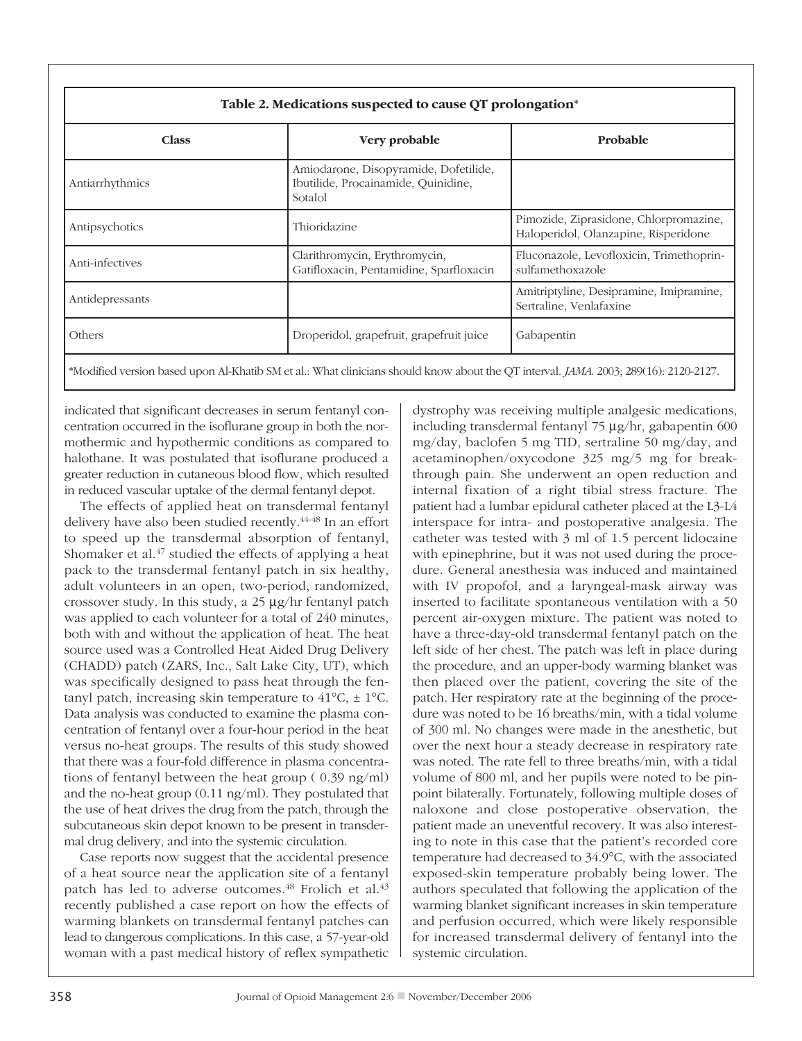**Table 2. Medications suspected to cause QT prolongation***

| Class | Very probable | Probable |
|---|---|---|
| Antiarrhythmics | Amiodarone, Disopyramide, Dofetilide, Ibutilide, Procainamide, Quinidine, Sotalol | |
| Antipsychotics | Thioridazine | Pimozide, Ziprasidone, Chlorpromazine, Haloperidol, Olanzapine, Risperidone |
| Anti-infectives | Clarithromycin, Erythromycin, Gatifloxacin, Pentamidine, Sparfloxacin | Fluconazole, Levofloxicin, Trimethoprin-sulfamethoxazole |
| Antidepressants | | Amitriptyline, Desipramine, Imipramine, Sertraline, Venlafaxine |
| Others | Droperidol, grapefruit, grapefruit juice | Gabapentin |

*Modified version based upon Al-Khatib SM et al.: What clinicians should know about the QT interval. *JAMA*. 2003; 289(16): 2120-2127.

indicated that significant decreases in serum fentanyl concentration occurred in the isoflurane group in both the normothermic and hypothermic conditions as compared to halothane. It was postulated that isoflurane produced a greater reduction in cutaneous blood flow, which resulted in reduced vascular uptake of the dermal fentanyl depot.

The effects of applied heat on transdermal fentanyl delivery have also been studied recently.[44-48] In an effort to speed up the transdermal absorption of fentanyl, Shomaker et al.[47] studied the effects of applying a heat pack to the transdermal fentanyl patch in six healthy, adult volunteers in an open, two-period, randomized, crossover study. In this study, a 25 µg/hr fentanyl patch was applied to each volunteer for a total of 240 minutes, both with and without the application of heat. The heat source used was a Controlled Heat Aided Drug Delivery (CHADD) patch (ZARS, Inc., Salt Lake City, UT), which was specifically designed to pass heat through the fentanyl patch, increasing skin temperature to 41°C, ± 1°C. Data analysis was conducted to examine the plasma concentration of fentanyl over a four-hour period in the heat versus no-heat groups. The results of this study showed that there was a four-fold difference in plasma concentrations of fentanyl between the heat group ( 0.39 ng/ml) and the no-heat group (0.11 ng/ml). They postulated that the use of heat drives the drug from the patch, through the subcutaneous skin depot known to be present in transdermal drug delivery, and into the systemic circulation.

Case reports now suggest that the accidental presence of a heat source near the application site of a fentanyl patch has led to adverse outcomes.[48] Frolich et al.[43] recently published a case report on how the effects of warming blankets on transdermal fentanyl patches can lead to dangerous complications. In this case, a 57-year-old woman with a past medical history of reflex sympathetic dystrophy was receiving multiple analgesic medications, including transdermal fentanyl 75 µg/hr, gabapentin 600 mg/day, baclofen 5 mg TID, sertraline 50 mg/day, and acetaminophen/oxycodone 325 mg/5 mg for breakthrough pain. She underwent an open reduction and internal fixation of a right tibial stress fracture. The patient had a lumbar epidural catheter placed at the L3-L4 interspace for intra- and postoperative analgesia. The catheter was tested with 3 ml of 1.5 percent lidocaine with epinephrine, but it was not used during the procedure. General anesthesia was induced and maintained with IV propofol, and a laryngeal-mask airway was inserted to facilitate spontaneous ventilation with a 50 percent air-oxygen mixture. The patient was noted to have a three-day-old transdermal fentanyl patch on the left side of her chest. The patch was left in place during the procedure, and an upper-body warming blanket was then placed over the patient, covering the site of the patch. Her respiratory rate at the beginning of the procedure was noted to be 16 breaths/min, with a tidal volume of 300 ml. No changes were made in the anesthetic, but over the next hour a steady decrease in respiratory rate was noted. The rate fell to three breaths/min, with a tidal volume of 800 ml, and her pupils were noted to be pinpoint bilaterally. Fortunately, following multiple doses of naloxone and close postoperative observation, the patient made an uneventful recovery. It was also interesting to note in this case that the patient's recorded core temperature had decreased to 34.9°C, with the associated exposed-skin temperature probably being lower. The authors speculated that following the application of the warming blanket significant increases in skin temperature and perfusion occurred, which were likely responsible for increased transdermal delivery of fentanyl into the systemic circulation.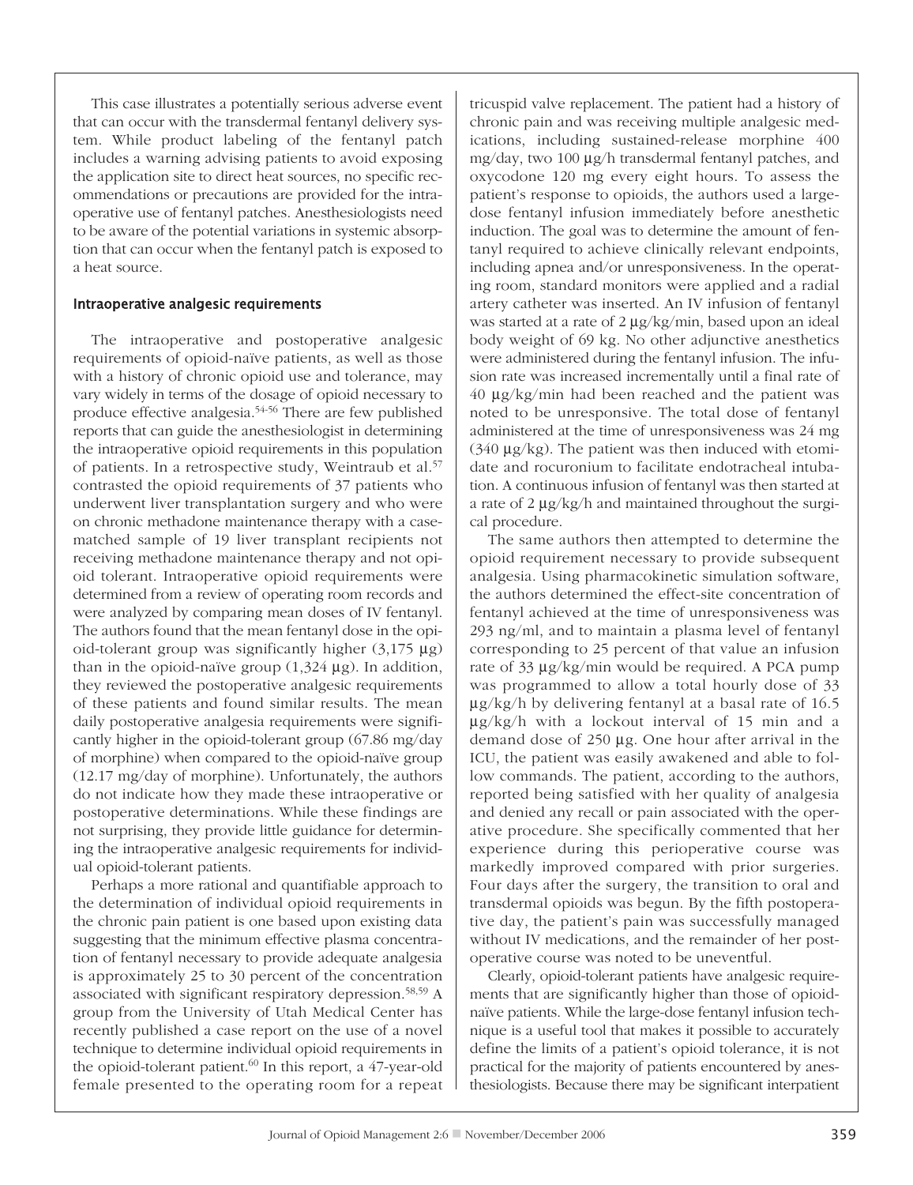This case illustrates a potentially serious adverse event that can occur with the transdermal fentanyl delivery system. While product labeling of the fentanyl patch includes a warning advising patients to avoid exposing the application site to direct heat sources, no specific recommendations or precautions are provided for the intraoperative use of fentanyl patches. Anesthesiologists need to be aware of the potential variations in systemic absorption that can occur when the fentanyl patch is exposed to a heat source.

### Intraoperative analgesic requirements

The intraoperative and postoperative analgesic requirements of opioid-naïve patients, as well as those with a history of chronic opioid use and tolerance, may vary widely in terms of the dosage of opioid necessary to produce effective analgesia.[54-56] There are few published reports that can guide the anesthesiologist in determining the intraoperative opioid requirements in this population of patients. In a retrospective study, Weintraub et al.[57] contrasted the opioid requirements of 37 patients who underwent liver transplantation surgery and who were on chronic methadone maintenance therapy with a case-matched sample of 19 liver transplant recipients not receiving methadone maintenance therapy and not opioid tolerant. Intraoperative opioid requirements were determined from a review of operating room records and were analyzed by comparing mean doses of IV fentanyl. The authors found that the mean fentanyl dose in the opioid-tolerant group was significantly higher (3,175 μg) than in the opioid-naïve group (1,324 μg). In addition, they reviewed the postoperative analgesic requirements of these patients and found similar results. The mean daily postoperative analgesia requirements were significantly higher in the opioid-tolerant group (67.86 mg/day of morphine) when compared to the opioid-naïve group (12.17 mg/day of morphine). Unfortunately, the authors do not indicate how they made these intraoperative or postoperative determinations. While these findings are not surprising, they provide little guidance for determining the intraoperative analgesic requirements for individual opioid-tolerant patients.

Perhaps a more rational and quantifiable approach to the determination of individual opioid requirements in the chronic pain patient is one based upon existing data suggesting that the minimum effective plasma concentration of fentanyl necessary to provide adequate analgesia is approximately 25 to 30 percent of the concentration associated with significant respiratory depression.[58,59] A group from the University of Utah Medical Center has recently published a case report on the use of a novel technique to determine individual opioid requirements in the opioid-tolerant patient.[60] In this report, a 47-year-old female presented to the operating room for a repeat tricuspid valve replacement. The patient had a history of chronic pain and was receiving multiple analgesic medications, including sustained-release morphine 400 mg/day, two 100 μg/h transdermal fentanyl patches, and oxycodone 120 mg every eight hours. To assess the patient's response to opioids, the authors used a large-dose fentanyl infusion immediately before anesthetic induction. The goal was to determine the amount of fentanyl required to achieve clinically relevant endpoints, including apnea and/or unresponsiveness. In the operating room, standard monitors were applied and a radial artery catheter was inserted. An IV infusion of fentanyl was started at a rate of 2 μg/kg/min, based upon an ideal body weight of 69 kg. No other adjunctive anesthetics were administered during the fentanyl infusion. The infusion rate was increased incrementally until a final rate of 40 μg/kg/min had been reached and the patient was noted to be unresponsive. The total dose of fentanyl administered at the time of unresponsiveness was 24 mg (340 μg/kg). The patient was then induced with etomidate and rocuronium to facilitate endotracheal intubation. A continuous infusion of fentanyl was then started at a rate of 2 μg/kg/h and maintained throughout the surgical procedure.

The same authors then attempted to determine the opioid requirement necessary to provide subsequent analgesia. Using pharmacokinetic simulation software, the authors determined the effect-site concentration of fentanyl achieved at the time of unresponsiveness was 293 ng/ml, and to maintain a plasma level of fentanyl corresponding to 25 percent of that value an infusion rate of 33 μg/kg/min would be required. A PCA pump was programmed to allow a total hourly dose of 33 μg/kg/h by delivering fentanyl at a basal rate of 16.5 μg/kg/h with a lockout interval of 15 min and a demand dose of 250 μg. One hour after arrival in the ICU, the patient was easily awakened and able to follow commands. The patient, according to the authors, reported being satisfied with her quality of analgesia and denied any recall or pain associated with the operative procedure. She specifically commented that her experience during this perioperative course was markedly improved compared with prior surgeries. Four days after the surgery, the transition to oral and transdermal opioids was begun. By the fifth postoperative day, the patient's pain was successfully managed without IV medications, and the remainder of her postoperative course was noted to be uneventful.

Clearly, opioid-tolerant patients have analgesic requirements that are significantly higher than those of opioid-naïve patients. While the large-dose fentanyl infusion technique is a useful tool that makes it possible to accurately define the limits of a patient's opioid tolerance, it is not practical for the majority of patients encountered by anesthesiologists. Because there may be significant interpatient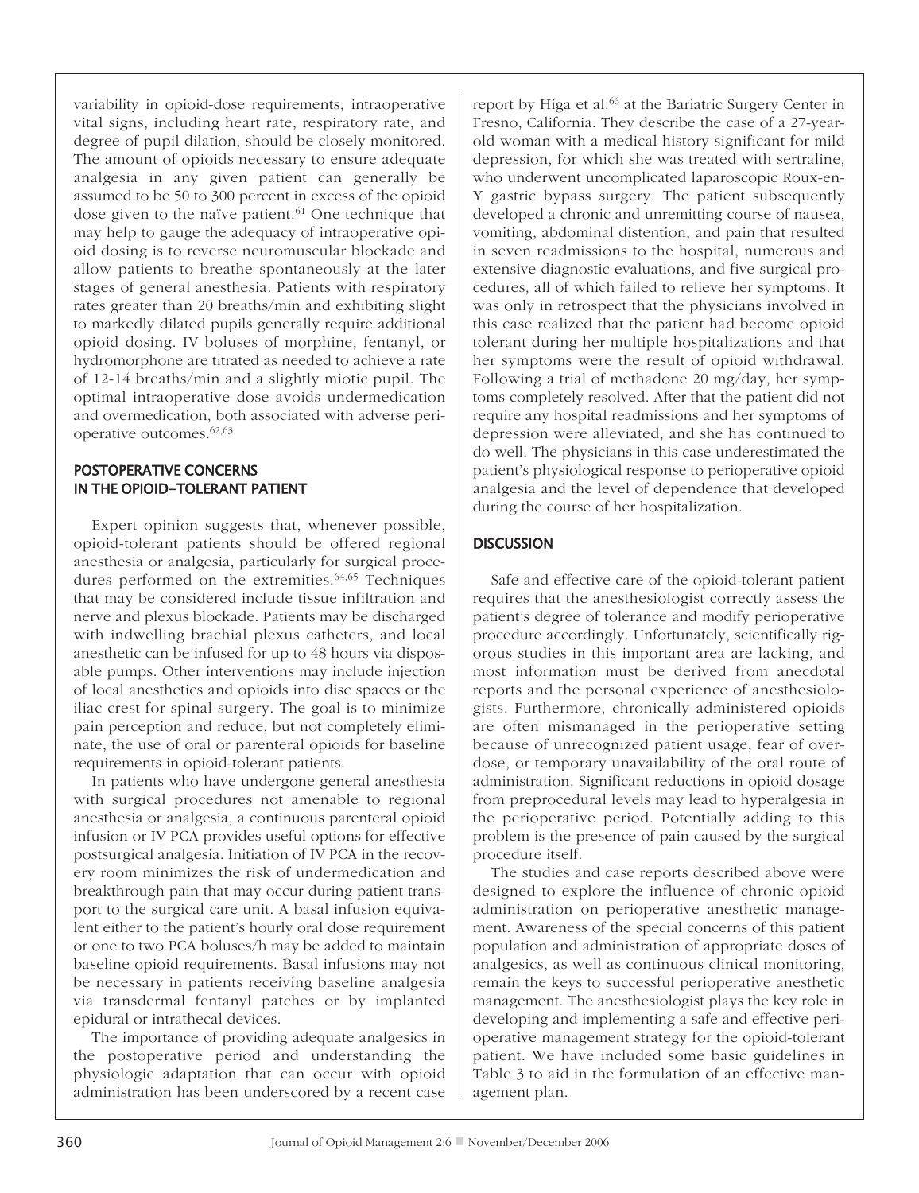variability in opioid-dose requirements, intraoperative vital signs, including heart rate, respiratory rate, and degree of pupil dilation, should be closely monitored. The amount of opioids necessary to ensure adequate analgesia in any given patient can generally be assumed to be 50 to 300 percent in excess of the opioid dose given to the naïve patient.[61] One technique that may help to gauge the adequacy of intraoperative opioid dosing is to reverse neuromuscular blockade and allow patients to breathe spontaneously at the later stages of general anesthesia. Patients with respiratory rates greater than 20 breaths/min and exhibiting slight to markedly dilated pupils generally require additional opioid dosing. IV boluses of morphine, fentanyl, or hydromorphone are titrated as needed to achieve a rate of 12-14 breaths/min and a slightly miotic pupil. The optimal intraoperative dose avoids undermedication and overmedication, both associated with adverse perioperative outcomes.[62,63]

## POSTOPERATIVE CONCERNS IN THE OPIOID-TOLERANT PATIENT

Expert opinion suggests that, whenever possible, opioid-tolerant patients should be offered regional anesthesia or analgesia, particularly for surgical procedures performed on the extremities.[64,65] Techniques that may be considered include tissue infiltration and nerve and plexus blockade. Patients may be discharged with indwelling brachial plexus catheters, and local anesthetic can be infused for up to 48 hours via disposable pumps. Other interventions may include injection of local anesthetics and opioids into disc spaces or the iliac crest for spinal surgery. The goal is to minimize pain perception and reduce, but not completely eliminate, the use of oral or parenteral opioids for baseline requirements in opioid-tolerant patients.

In patients who have undergone general anesthesia with surgical procedures not amenable to regional anesthesia or analgesia, a continuous parenteral opioid infusion or IV PCA provides useful options for effective postsurgical analgesia. Initiation of IV PCA in the recovery room minimizes the risk of undermedication and breakthrough pain that may occur during patient transport to the surgical care unit. A basal infusion equivalent either to the patient's hourly oral dose requirement or one to two PCA boluses/h may be added to maintain baseline opioid requirements. Basal infusions may not be necessary in patients receiving baseline analgesia via transdermal fentanyl patches or by implanted epidural or intrathecal devices.

The importance of providing adequate analgesics in the postoperative period and understanding the physiologic adaptation that can occur with opioid administration has been underscored by a recent case report by Higa et al.[66] at the Bariatric Surgery Center in Fresno, California. They describe the case of a 27-year-old woman with a medical history significant for mild depression, for which she was treated with sertraline, who underwent uncomplicated laparoscopic Roux-en-Y gastric bypass surgery. The patient subsequently developed a chronic and unremitting course of nausea, vomiting, abdominal distention, and pain that resulted in seven readmissions to the hospital, numerous and extensive diagnostic evaluations, and five surgical procedures, all of which failed to relieve her symptoms. It was only in retrospect that the physicians involved in this case realized that the patient had become opioid tolerant during her multiple hospitalizations and that her symptoms were the result of opioid withdrawal. Following a trial of methadone 20 mg/day, her symptoms completely resolved. After that the patient did not require any hospital readmissions and her symptoms of depression were alleviated, and she has continued to do well. The physicians in this case underestimated the patient's physiological response to perioperative opioid analgesia and the level of dependence that developed during the course of her hospitalization.

## DISCUSSION

Safe and effective care of the opioid-tolerant patient requires that the anesthesiologist correctly assess the patient's degree of tolerance and modify perioperative procedure accordingly. Unfortunately, scientifically rigorous studies in this important area are lacking, and most information must be derived from anecdotal reports and the personal experience of anesthesiologists. Furthermore, chronically administered opioids are often mismanaged in the perioperative setting because of unrecognized patient usage, fear of overdose, or temporary unavailability of the oral route of administration. Significant reductions in opioid dosage from preprocedural levels may lead to hyperalgesia in the perioperative period. Potentially adding to this problem is the presence of pain caused by the surgical procedure itself.

The studies and case reports described above were designed to explore the influence of chronic opioid administration on perioperative anesthetic management. Awareness of the special concerns of this patient population and administration of appropriate doses of analgesics, as well as continuous clinical monitoring, remain the keys to successful perioperative anesthetic management. The anesthesiologist plays the key role in developing and implementing a safe and effective perioperative management strategy for the opioid-tolerant patient. We have included some basic guidelines in Table 3 to aid in the formulation of an effective management plan.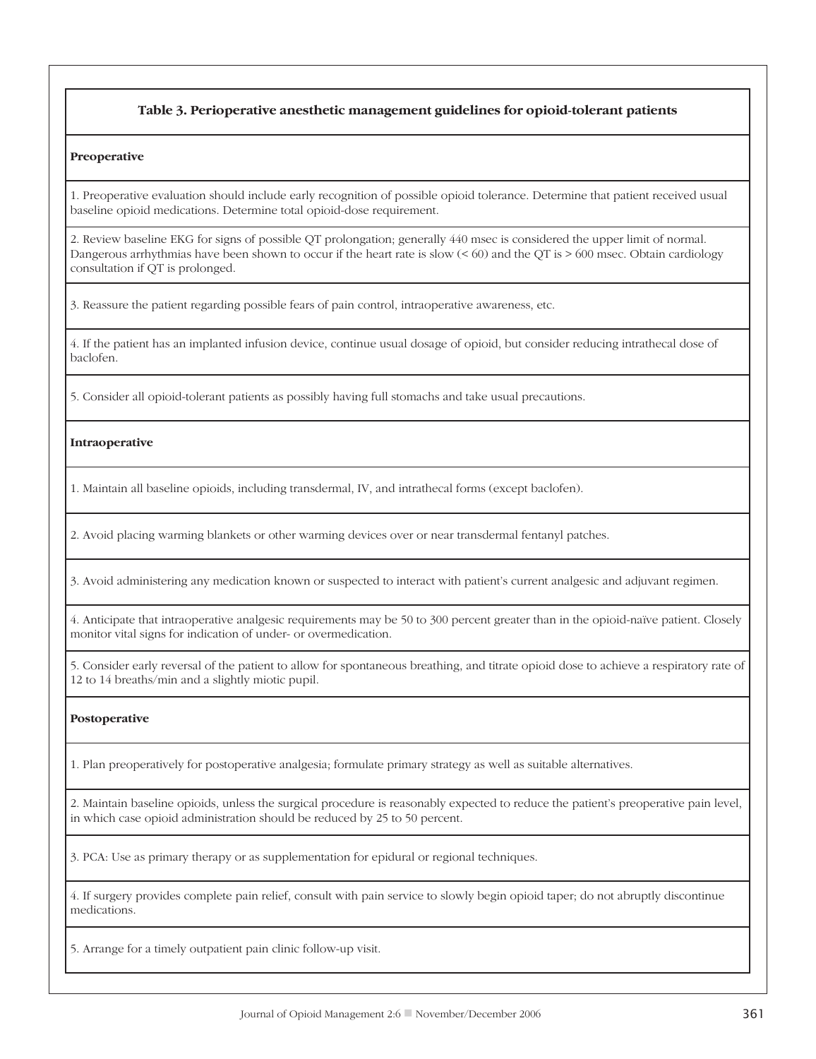**Table 3. Perioperative anesthetic management guidelines for opioid-tolerant patients**

| **Preoperative** |
|---|
| 1. Preoperative evaluation should include early recognition of possible opioid tolerance. Determine that patient received usual baseline opioid medications. Determine total opioid-dose requirement. |
| 2. Review baseline EKG for signs of possible QT prolongation; generally 440 msec is considered the upper limit of normal. Dangerous arrhythmias have been shown to occur if the heart rate is slow (< 60) and the QT is > 600 msec. Obtain cardiology consultation if QT is prolonged. |
| 3. Reassure the patient regarding possible fears of pain control, intraoperative awareness, etc. |
| 4. If the patient has an implanted infusion device, continue usual dosage of opioid, but consider reducing intrathecal dose of baclofen. |
| 5. Consider all opioid-tolerant patients as possibly having full stomachs and take usual precautions. |
| **Intraoperative** |
| 1. Maintain all baseline opioids, including transdermal, IV, and intrathecal forms (except baclofen). |
| 2. Avoid placing warming blankets or other warming devices over or near transdermal fentanyl patches. |
| 3. Avoid administering any medication known or suspected to interact with patient's current analgesic and adjuvant regimen. |
| 4. Anticipate that intraoperative analgesic requirements may be 50 to 300 percent greater than in the opioid-naïve patient. Closely monitor vital signs for indication of under- or overmedication. |
| 5. Consider early reversal of the patient to allow for spontaneous breathing, and titrate opioid dose to achieve a respiratory rate of 12 to 14 breaths/min and a slightly miotic pupil. |
| **Postoperative** |
| 1. Plan preoperatively for postoperative analgesia; formulate primary strategy as well as suitable alternatives. |
| 2. Maintain baseline opioids, unless the surgical procedure is reasonably expected to reduce the patient's preoperative pain level, in which case opioid administration should be reduced by 25 to 50 percent. |
| 3. PCA: Use as primary therapy or as supplementation for epidural or regional techniques. |
| 4. If surgery provides complete pain relief, consult with pain service to slowly begin opioid taper; do not abruptly discontinue medications. |
| 5. Arrange for a timely outpatient pain clinic follow-up visit. |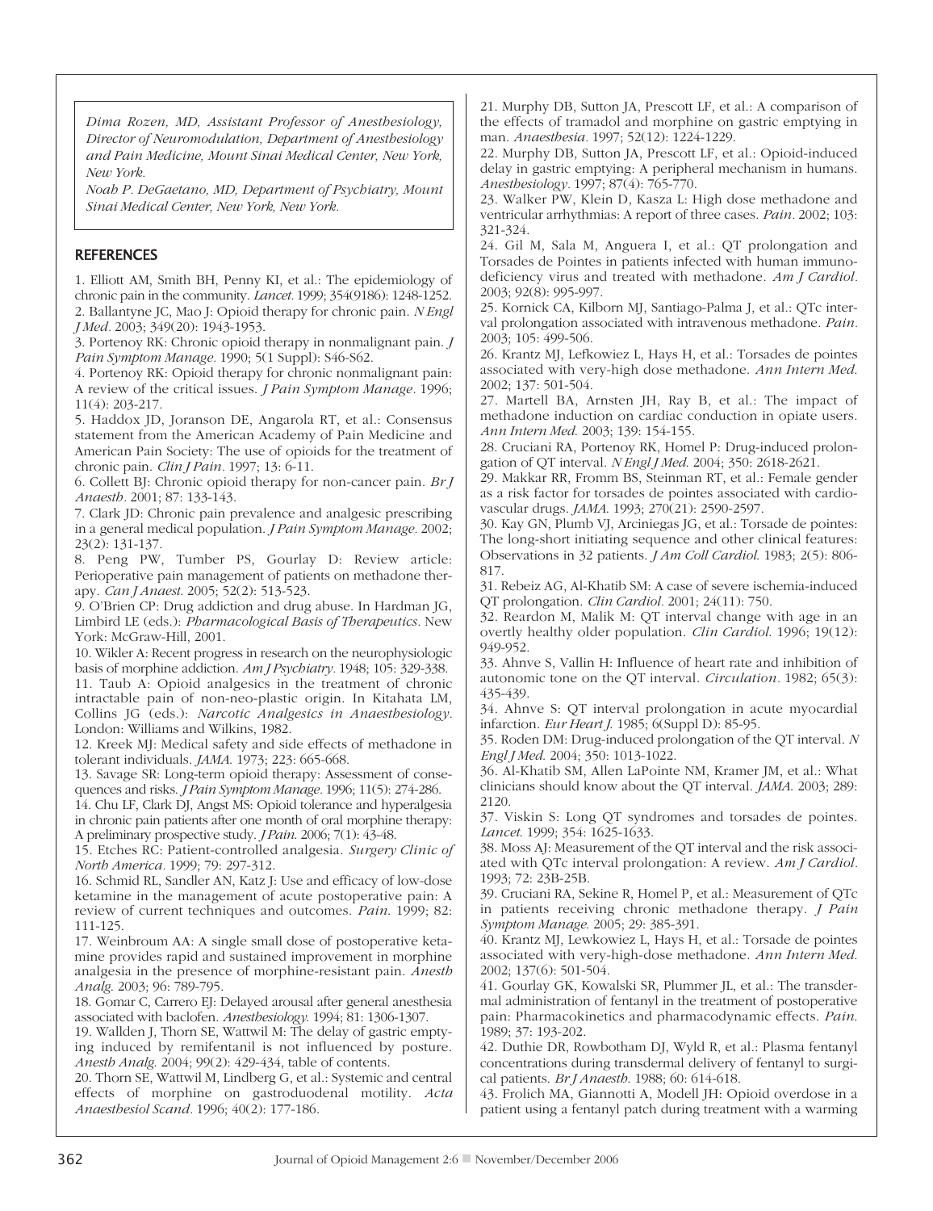*Dima Rozen, MD, Assistant Professor of Anesthesiology, Director of Neuromodulation, Department of Anesthesiology and Pain Medicine, Mount Sinai Medical Center, New York, New York.*

*Noah P. DeGaetano, MD, Department of Psychiatry, Mount Sinai Medical Center, New York, New York.*

## REFERENCES

1. Elliott AM, Smith BH, Penny KI, et al.: The epidemiology of chronic pain in the community. *Lancet*. 1999; 354(9186): 1248-1252.
2. Ballantyne JC, Mao J: Opioid therapy for chronic pain. *N Engl J Med*. 2003; 349(20): 1943-1953.
3. Portenoy RK: Chronic opioid therapy in nonmalignant pain. *J Pain Symptom Manage*. 1990; 5(1 Suppl): S46-S62.
4. Portenoy RK: Opioid therapy for chronic nonmalignant pain: A review of the critical issues. *J Pain Symptom Manage*. 1996; 11(4): 203-217.
5. Haddox JD, Joranson DE, Angarola RT, et al.: Consensus statement from the American Academy of Pain Medicine and American Pain Society: The use of opioids for the treatment of chronic pain. *Clin J Pain*. 1997; 13: 6-11.
6. Collett BJ: Chronic opioid therapy for non-cancer pain. *Br J Anaesth*. 2001; 87: 133-143.
7. Clark JD: Chronic pain prevalence and analgesic prescribing in a general medical population. *J Pain Symptom Manage*. 2002; 23(2): 131-137.
8. Peng PW, Tumber PS, Gourlay D: Review article: Perioperative pain management of patients on methadone therapy. *Can J Anaest*. 2005; 52(2): 513-523.
9. O'Brien CP: Drug addiction and drug abuse. In Hardman JG, Limbird LE (eds.): *Pharmacological Basis of Therapeutics*. New York: McGraw-Hill, 2001.
10. Wikler A: Recent progress in research on the neurophysiologic basis of morphine addiction. *Am J Psychiatry*. 1948; 105: 329-338.
11. Taub A: Opioid analgesics in the treatment of chronic intractable pain of non-neo-plastic origin. In Kitahata LM, Collins JG (eds.): *Narcotic Analgesics in Anaesthesiology*. London: Williams and Wilkins, 1982.
12. Kreek MJ: Medical safety and side effects of methadone in tolerant individuals. *JAMA*. 1973; 223: 665-668.
13. Savage SR: Long-term opioid therapy: Assessment of consequences and risks. *J Pain Symptom Manage*. 1996; 11(5): 274-286.
14. Chu LF, Clark DJ, Angst MS: Opioid tolerance and hyperalgesia in chronic pain patients after one month of oral morphine therapy: A preliminary prospective study. *J Pain*. 2006; 7(1): 43-48.
15. Etches RC: Patient-controlled analgesia. *Surgery Clinic of North America*. 1999; 79: 297-312.
16. Schmid RL, Sandler AN, Katz J: Use and efficacy of low-dose ketamine in the management of acute postoperative pain: A review of current techniques and outcomes. *Pain*. 1999; 82: 111-125.
17. Weinbroum AA: A single small dose of postoperative ketamine provides rapid and sustained improvement in morphine analgesia in the presence of morphine-resistant pain. *Anesth Analg*. 2003; 96: 789-795.
18. Gomar C, Carrero EJ: Delayed arousal after general anesthesia associated with baclofen. *Anesthesiology*. 1994; 81: 1306-1307.
19. Wallden J, Thorn SE, Wattwil M: The delay of gastric emptying induced by remifentanil is not influenced by posture. *Anesth Analg*. 2004; 99(2): 429-434, table of contents.
20. Thorn SE, Wattwil M, Lindberg G, et al.: Systemic and central effects of morphine on gastroduodenal motility. *Acta Anaesthesiol Scand*. 1996; 40(2): 177-186.
21. Murphy DB, Sutton JA, Prescott LF, et al.: A comparison of the effects of tramadol and morphine on gastric emptying in man. *Anaesthesia*. 1997; 52(12): 1224-1229.
22. Murphy DB, Sutton JA, Prescott LF, et al.: Opioid-induced delay in gastric emptying: A peripheral mechanism in humans. *Anesthesiology*. 1997; 87(4): 765-770.
23. Walker PW, Klein D, Kasza L: High dose methadone and ventricular arrhythmias: A report of three cases. *Pain*. 2002; 103: 321-324.
24. Gil M, Sala M, Anguera I, et al.: QT prolongation and Torsades de Pointes in patients infected with human immunodeficiency virus and treated with methadone. *Am J Cardiol*. 2003; 92(8): 995-997.
25. Kornick CA, Kilborn MJ, Santiago-Palma J, et al.: QTc interval prolongation associated with intravenous methadone. *Pain*. 2003; 105: 499-506.
26. Krantz MJ, Lefkowiez L, Hays H, et al.: Torsades de pointes associated with very-high dose methadone. *Ann Intern Med*. 2002; 137: 501-504.
27. Martell BA, Arnsten JH, Ray B, et al.: The impact of methadone induction on cardiac conduction in opiate users. *Ann Intern Med*. 2003; 139: 154-155.
28. Cruciani RA, Portenoy RK, Homel P: Drug-induced prolongation of QT interval. *N Engl J Med*. 2004; 350: 2618-2621.
29. Makkar RR, Fromm BS, Steinman RT, et al.: Female gender as a risk factor for torsades de pointes associated with cardiovascular drugs. *JAMA*. 1993; 270(21): 2590-2597.
30. Kay GN, Plumb VJ, Arciniegas JG, et al.: Torsade de pointes: The long-short initiating sequence and other clinical features: Observations in 32 patients. *J Am Coll Cardiol*. 1983; 2(5): 806-817.
31. Rebeiz AG, Al-Khatib SM: A case of severe ischemia-induced QT prolongation. *Clin Cardiol*. 2001; 24(11): 750.
32. Reardon M, Malik M: QT interval change with age in an overtly healthy older population. *Clin Cardiol*. 1996; 19(12): 949-952.
33. Ahnve S, Vallin H: Influence of heart rate and inhibition of autonomic tone on the QT interval. *Circulation*. 1982; 65(3): 435-439.
34. Ahnve S: QT interval prolongation in acute myocardial infarction. *Eur Heart J*. 1985; 6(Suppl D): 85-95.
35. Roden DM: Drug-induced prolongation of the QT interval. *N Engl J Med*. 2004; 350: 1013-1022.
36. Al-Khatib SM, Allen LaPointe NM, Kramer JM, et al.: What clinicians should know about the QT interval. *JAMA*. 2003; 289: 2120.
37. Viskin S: Long QT syndromes and torsades de pointes. *Lancet*. 1999; 354: 1625-1633.
38. Moss AJ: Measurement of the QT interval and the risk associated with QTc interval prolongation: A review. *Am J Cardiol*. 1993; 72: 23B-25B.
39. Cruciani RA, Sekine R, Homel P, et al.: Measurement of QTc in patients receiving chronic methadone therapy. *J Pain Symptom Manage*. 2005; 29: 385-391.
40. Krantz MJ, Lewkowiez L, Hays H, et al.: Torsade de pointes associated with very-high-dose methadone. *Ann Intern Med*. 2002; 137(6): 501-504.
41. Gourlay GK, Kowalski SR, Plummer JL, et al.: The transdermal administration of fentanyl in the treatment of postoperative pain: Pharmacokinetics and pharmacodynamic effects. *Pain*. 1989; 37: 193-202.
42. Duthie DR, Rowbotham DJ, Wyld R, et al.: Plasma fentanyl concentrations during transdermal delivery of fentanyl to surgical patients. *Br J Anaesth*. 1988; 60: 614-618.
43. Frolich MA, Giannotti A, Modell JH: Opioid overdose in a patient using a fentanyl patch during treatment with a warming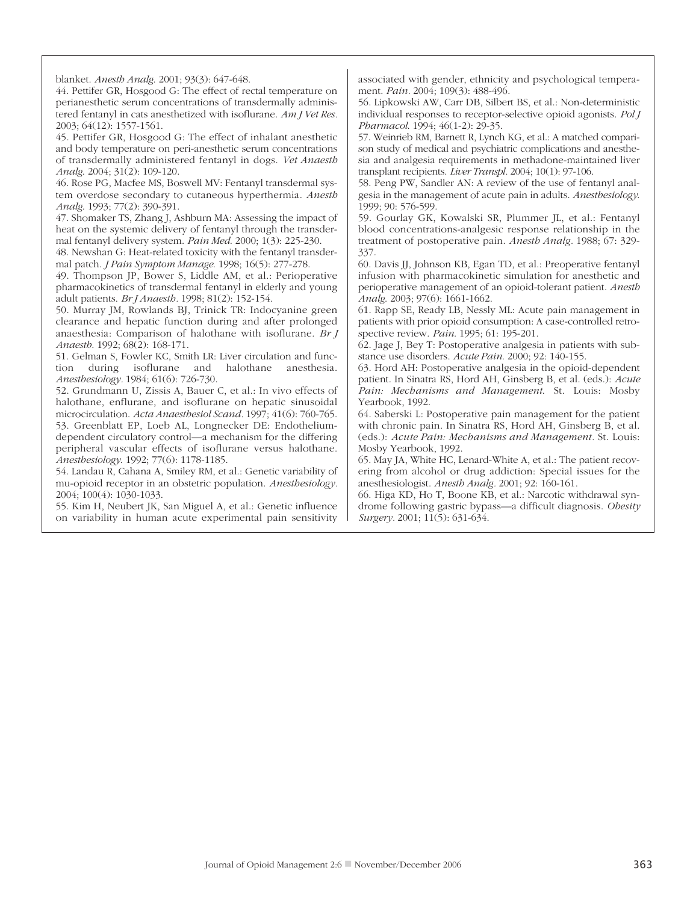blanket. *Anesth Analg*. 2001; 93(3): 647-648.

44. Pettifer GR, Hosgood G: The effect of rectal temperature on perianesthetic serum concentrations of transdermally administered fentanyl in cats anesthetized with isoflurane. *Am J Vet Res*. 2003; 64(12): 1557-1561.

45. Pettifer GR, Hosgood G: The effect of inhalant anesthetic and body temperature on peri-anesthetic serum concentrations of transdermally administered fentanyl in dogs. *Vet Anaesth Analg*. 2004; 31(2): 109-120.

46. Rose PG, Macfee MS, Boswell MV: Fentanyl transdermal system overdose secondary to cutaneous hyperthermia. *Anesth Analg*. 1993; 77(2): 390-391.

47. Shomaker TS, Zhang J, Ashburn MA: Assessing the impact of heat on the systemic delivery of fentanyl through the transdermal fentanyl delivery system. *Pain Med*. 2000; 1(3): 225-230.

48. Newshan G: Heat-related toxicity with the fentanyl transdermal patch. *J Pain Symptom Manage*. 1998; 16(5): 277-278.

49. Thompson JP, Bower S, Liddle AM, et al.: Perioperative pharmacokinetics of transdermal fentanyl in elderly and young adult patients. *Br J Anaesth*. 1998; 81(2): 152-154.

50. Murray JM, Rowlands BJ, Trinick TR: Indocyanine green clearance and hepatic function during and after prolonged anaesthesia: Comparison of halothane with isoflurane. *Br J Anaesth*. 1992; 68(2): 168-171.

51. Gelman S, Fowler KC, Smith LR: Liver circulation and function during isoflurane and halothane anesthesia. *Anesthesiology*. 1984; 61(6): 726-730.

52. Grundmann U, Zissis A, Bauer C, et al.: In vivo effects of halothane, enflurane, and isoflurane on hepatic sinusoidal microcirculation. *Acta Anaesthesiol Scand*. 1997; 41(6): 760-765.

53. Greenblatt EP, Loeb AL, Longnecker DE: Endothelium-dependent circulatory control—a mechanism for the differing peripheral vascular effects of isoflurane versus halothane. *Anesthesiology*. 1992; 77(6): 1178-1185.

54. Landau R, Cahana A, Smiley RM, et al.: Genetic variability of mu-opioid receptor in an obstetric population. *Anesthesiology*. 2004; 100(4): 1030-1033.

55. Kim H, Neubert JK, San Miguel A, et al.: Genetic influence on variability in human acute experimental pain sensitivity associated with gender, ethnicity and psychological temperament. *Pain*. 2004; 109(3): 488-496.

56. Lipkowski AW, Carr DB, Silbert BS, et al.: Non-deterministic individual responses to receptor-selective opioid agonists. *Pol J Pharmacol*. 1994; 46(1-2): 29-35.

57. Weinrieb RM, Barnett R, Lynch KG, et al.: A matched comparison study of medical and psychiatric complications and anesthesia and analgesia requirements in methadone-maintained liver transplant recipients. *Liver Transpl*. 2004; 10(1): 97-106.

58. Peng PW, Sandler AN: A review of the use of fentanyl analgesia in the management of acute pain in adults. *Anesthesiology*. 1999; 90: 576-599.

59. Gourlay GK, Kowalski SR, Plummer JL, et al.: Fentanyl blood concentrations-analgesic response relationship in the treatment of postoperative pain. *Anesth Analg*. 1988; 67: 329-337.

60. Davis JJ, Johnson KB, Egan TD, et al.: Preoperative fentanyl infusion with pharmacokinetic simulation for anesthetic and perioperative management of an opioid-tolerant patient. *Anesth Analg*. 2003; 97(6): 1661-1662.

61. Rapp SE, Ready LB, Nessly ML: Acute pain management in patients with prior opioid consumption: A case-controlled retrospective review. *Pain*. 1995; 61: 195-201.

62. Jage J, Bey T: Postoperative analgesia in patients with substance use disorders. *Acute Pain*. 2000; 92: 140-155.

63. Hord AH: Postoperative analgesia in the opioid-dependent patient. In Sinatra RS, Hord AH, Ginsberg B, et al. (eds.): *Acute Pain: Mechanisms and Management*. St. Louis: Mosby Yearbook, 1992.

64. Saberski L: Postoperative pain management for the patient with chronic pain. In Sinatra RS, Hord AH, Ginsberg B, et al. (eds.): *Acute Pain: Mechanisms and Management*. St. Louis: Mosby Yearbook, 1992.

65. May JA, White HC, Lenard-White A, et al.: The patient recovering from alcohol or drug addiction: Special issues for the anesthesiologist. *Anesth Analg*. 2001; 92: 160-161.

66. Higa KD, Ho T, Boone KB, et al.: Narcotic withdrawal syndrome following gastric bypass—a difficult diagnosis. *Obesity Surgery*. 2001; 11(5): 631-634.